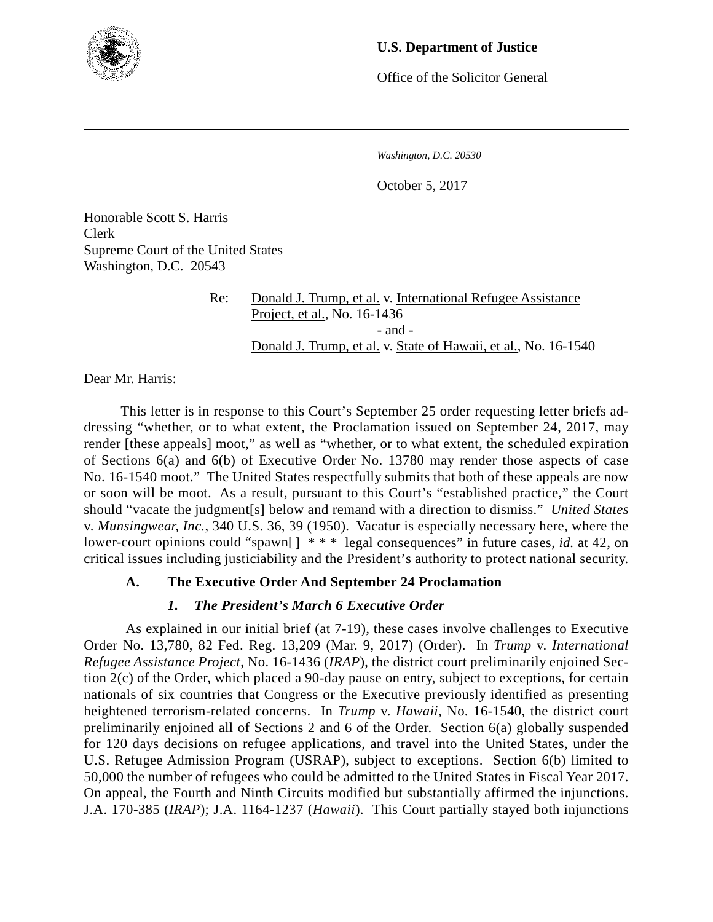**U.S. Department of Justice**

Office of the Solicitor General

*Washington, D.C. 20530*

October 5, 2017

Honorable Scott S. Harris
Clerk
Supreme Court of the United States
Washington, D.C. 20543

Re: Donald J. Trump, et al. v. International Refugee Assistance Project, et al., No. 16-1436
- and -
Donald J. Trump, et al. v. State of Hawaii, et al., No. 16-1540

Dear Mr. Harris:

This letter is in response to this Court's September 25 order requesting letter briefs addressing "whether, or to what extent, the Proclamation issued on September 24, 2017, may render [these appeals] moot," as well as "whether, or to what extent, the scheduled expiration of Sections 6(a) and 6(b) of Executive Order No. 13780 may render those aspects of case No. 16-1540 moot." The United States respectfully submits that both of these appeals are now or soon will be moot. As a result, pursuant to this Court's "established practice," the Court should "vacate the judgment[s] below and remand with a direction to dismiss." *United States* v. *Munsingwear, Inc.*, 340 U.S. 36, 39 (1950). Vacatur is especially necessary here, where the lower-court opinions could "spawn[ ] * * * legal consequences" in future cases, *id.* at 42, on critical issues including justiciability and the President's authority to protect national security.

### A. The Executive Order And September 24 Proclamation

#### *1. The President's March 6 Executive Order*

As explained in our initial brief (at 7-19), these cases involve challenges to Executive Order No. 13,780, 82 Fed. Reg. 13,209 (Mar. 9, 2017) (Order). In *Trump* v. *International Refugee Assistance Project*, No. 16-1436 (*IRAP*), the district court preliminarily enjoined Section 2(c) of the Order, which placed a 90-day pause on entry, subject to exceptions, for certain nationals of six countries that Congress or the Executive previously identified as presenting heightened terrorism-related concerns. In *Trump* v. *Hawaii*, No. 16-1540, the district court preliminarily enjoined all of Sections 2 and 6 of the Order. Section 6(a) globally suspended for 120 days decisions on refugee applications, and travel into the United States, under the U.S. Refugee Admission Program (USRAP), subject to exceptions. Section 6(b) limited to 50,000 the number of refugees who could be admitted to the United States in Fiscal Year 2017. On appeal, the Fourth and Ninth Circuits modified but substantially affirmed the injunctions. J.A. 170-385 (*IRAP*); J.A. 1164-1237 (*Hawaii*). This Court partially stayed both injunctions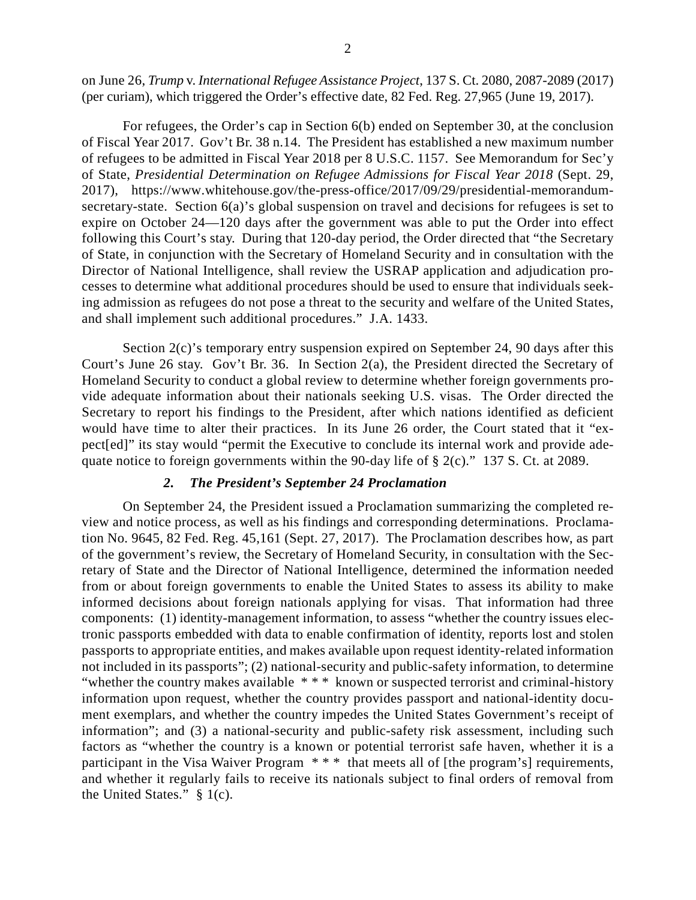on June 26, *Trump* v. *International Refugee Assistance Project*, 137 S. Ct. 2080, 2087-2089 (2017) (per curiam), which triggered the Order's effective date, 82 Fed. Reg. 27,965 (June 19, 2017).

For refugees, the Order's cap in Section 6(b) ended on September 30, at the conclusion of Fiscal Year 2017. Gov't Br. 38 n.14. The President has established a new maximum number of refugees to be admitted in Fiscal Year 2018 per 8 U.S.C. 1157. See Memorandum for Sec'y of State, *Presidential Determination on Refugee Admissions for Fiscal Year 2018* (Sept. 29, 2017), https://www.whitehouse.gov/the-press-office/2017/09/29/presidential-memorandum-secretary-state. Section 6(a)'s global suspension on travel and decisions for refugees is set to expire on October 24—120 days after the government was able to put the Order into effect following this Court's stay. During that 120-day period, the Order directed that "the Secretary of State, in conjunction with the Secretary of Homeland Security and in consultation with the Director of National Intelligence, shall review the USRAP application and adjudication processes to determine what additional procedures should be used to ensure that individuals seeking admission as refugees do not pose a threat to the security and welfare of the United States, and shall implement such additional procedures." J.A. 1433.

Section 2(c)'s temporary entry suspension expired on September 24, 90 days after this Court's June 26 stay. Gov't Br. 36. In Section 2(a), the President directed the Secretary of Homeland Security to conduct a global review to determine whether foreign governments provide adequate information about their nationals seeking U.S. visas. The Order directed the Secretary to report his findings to the President, after which nations identified as deficient would have time to alter their practices. In its June 26 order, the Court stated that it "expect[ed]" its stay would "permit the Executive to conclude its internal work and provide adequate notice to foreign governments within the 90-day life of § 2(c)." 137 S. Ct. at 2089.

### *2. The President's September 24 Proclamation*

On September 24, the President issued a Proclamation summarizing the completed review and notice process, as well as his findings and corresponding determinations. Proclamation No. 9645, 82 Fed. Reg. 45,161 (Sept. 27, 2017). The Proclamation describes how, as part of the government's review, the Secretary of Homeland Security, in consultation with the Secretary of State and the Director of National Intelligence, determined the information needed from or about foreign governments to enable the United States to assess its ability to make informed decisions about foreign nationals applying for visas. That information had three components: (1) identity-management information, to assess "whether the country issues electronic passports embedded with data to enable confirmation of identity, reports lost and stolen passports to appropriate entities, and makes available upon request identity-related information not included in its passports"; (2) national-security and public-safety information, to determine "whether the country makes available * * * known or suspected terrorist and criminal-history information upon request, whether the country provides passport and national-identity document exemplars, and whether the country impedes the United States Government's receipt of information"; and (3) a national-security and public-safety risk assessment, including such factors as "whether the country is a known or potential terrorist safe haven, whether it is a participant in the Visa Waiver Program * * * that meets all of [the program's] requirements, and whether it regularly fails to receive its nationals subject to final orders of removal from the United States." § 1(c).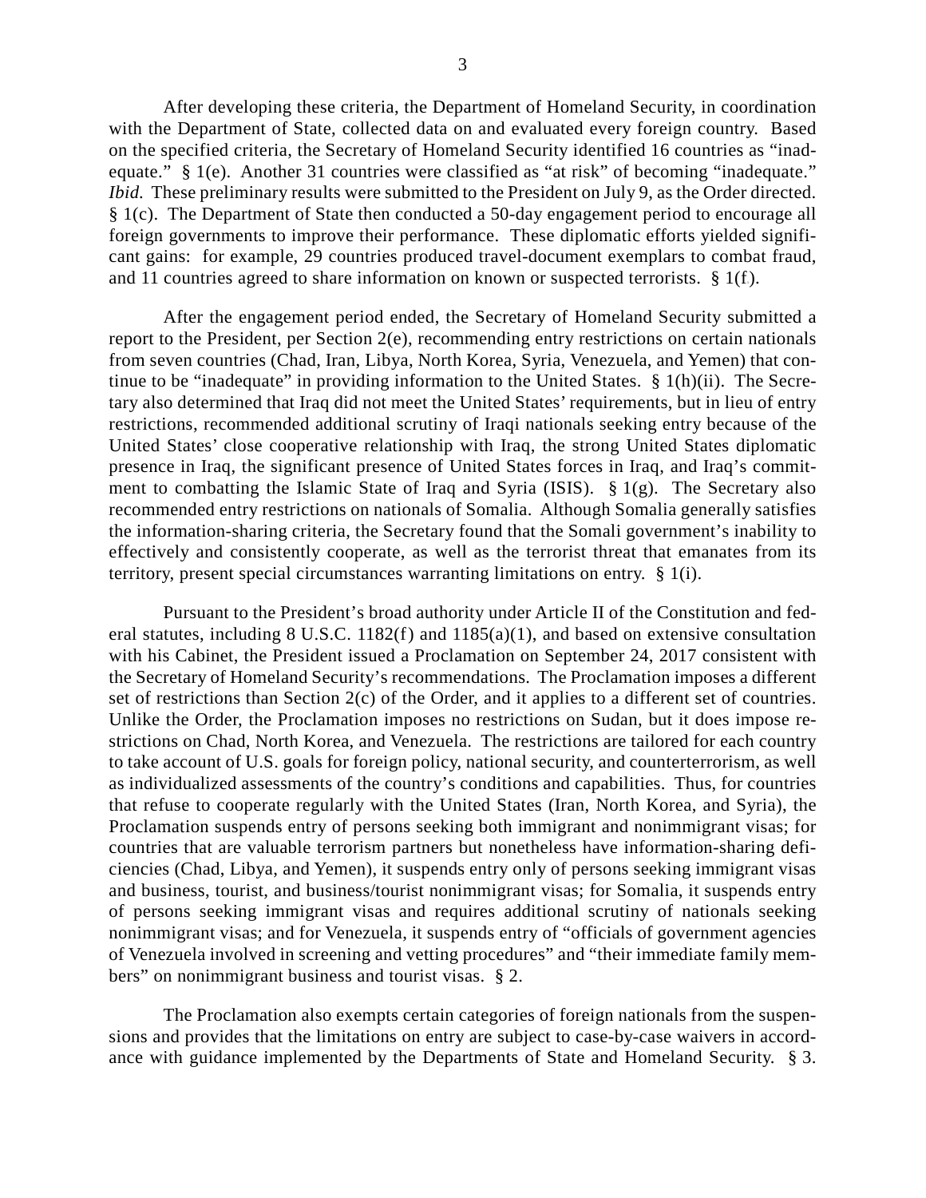After developing these criteria, the Department of Homeland Security, in coordination with the Department of State, collected data on and evaluated every foreign country. Based on the specified criteria, the Secretary of Homeland Security identified 16 countries as "inadequate." § 1(e). Another 31 countries were classified as "at risk" of becoming "inadequate." *Ibid.* These preliminary results were submitted to the President on July 9, as the Order directed. § 1(c). The Department of State then conducted a 50-day engagement period to encourage all foreign governments to improve their performance. These diplomatic efforts yielded significant gains: for example, 29 countries produced travel-document exemplars to combat fraud, and 11 countries agreed to share information on known or suspected terrorists. § 1(f).

After the engagement period ended, the Secretary of Homeland Security submitted a report to the President, per Section 2(e), recommending entry restrictions on certain nationals from seven countries (Chad, Iran, Libya, North Korea, Syria, Venezuela, and Yemen) that continue to be "inadequate" in providing information to the United States. § 1(h)(ii). The Secretary also determined that Iraq did not meet the United States' requirements, but in lieu of entry restrictions, recommended additional scrutiny of Iraqi nationals seeking entry because of the United States' close cooperative relationship with Iraq, the strong United States diplomatic presence in Iraq, the significant presence of United States forces in Iraq, and Iraq's commitment to combatting the Islamic State of Iraq and Syria (ISIS). § 1(g). The Secretary also recommended entry restrictions on nationals of Somalia. Although Somalia generally satisfies the information-sharing criteria, the Secretary found that the Somali government's inability to effectively and consistently cooperate, as well as the terrorist threat that emanates from its territory, present special circumstances warranting limitations on entry. § 1(i).

Pursuant to the President's broad authority under Article II of the Constitution and federal statutes, including 8 U.S.C. 1182(f) and 1185(a)(1), and based on extensive consultation with his Cabinet, the President issued a Proclamation on September 24, 2017 consistent with the Secretary of Homeland Security's recommendations. The Proclamation imposes a different set of restrictions than Section 2(c) of the Order, and it applies to a different set of countries. Unlike the Order, the Proclamation imposes no restrictions on Sudan, but it does impose restrictions on Chad, North Korea, and Venezuela. The restrictions are tailored for each country to take account of U.S. goals for foreign policy, national security, and counterterrorism, as well as individualized assessments of the country's conditions and capabilities. Thus, for countries that refuse to cooperate regularly with the United States (Iran, North Korea, and Syria), the Proclamation suspends entry of persons seeking both immigrant and nonimmigrant visas; for countries that are valuable terrorism partners but nonetheless have information-sharing deficiencies (Chad, Libya, and Yemen), it suspends entry only of persons seeking immigrant visas and business, tourist, and business/tourist nonimmigrant visas; for Somalia, it suspends entry of persons seeking immigrant visas and requires additional scrutiny of nationals seeking nonimmigrant visas; and for Venezuela, it suspends entry of "officials of government agencies of Venezuela involved in screening and vetting procedures" and "their immediate family members" on nonimmigrant business and tourist visas. § 2.

The Proclamation also exempts certain categories of foreign nationals from the suspensions and provides that the limitations on entry are subject to case-by-case waivers in accordance with guidance implemented by the Departments of State and Homeland Security. § 3.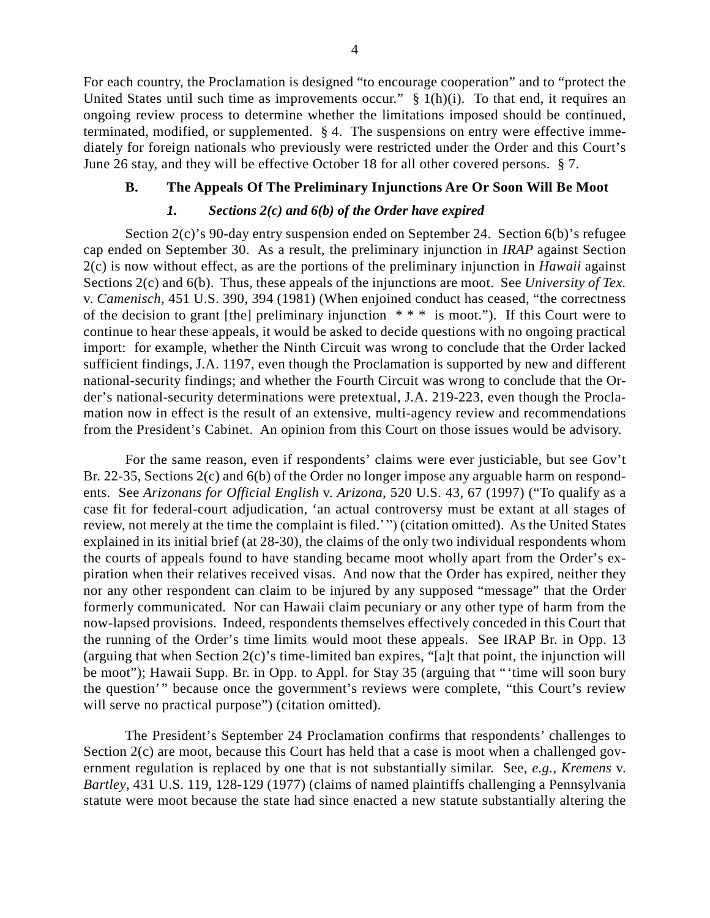For each country, the Proclamation is designed "to encourage cooperation" and to "protect the United States until such time as improvements occur." § 1(h)(i). To that end, it requires an ongoing review process to determine whether the limitations imposed should be continued, terminated, modified, or supplemented. § 4. The suspensions on entry were effective immediately for foreign nationals who previously were restricted under the Order and this Court's June 26 stay, and they will be effective October 18 for all other covered persons. § 7.

### B. The Appeals Of The Preliminary Injunctions Are Or Soon Will Be Moot

#### *1. Sections 2(c) and 6(b) of the Order have expired*

Section 2(c)'s 90-day entry suspension ended on September 24. Section 6(b)'s refugee cap ended on September 30. As a result, the preliminary injunction in *IRAP* against Section 2(c) is now without effect, as are the portions of the preliminary injunction in *Hawaii* against Sections 2(c) and 6(b). Thus, these appeals of the injunctions are moot. See *University of Tex.* v. *Camenisch*, 451 U.S. 390, 394 (1981) (When enjoined conduct has ceased, "the correctness of the decision to grant [the] preliminary injunction * * * is moot."). If this Court were to continue to hear these appeals, it would be asked to decide questions with no ongoing practical import: for example, whether the Ninth Circuit was wrong to conclude that the Order lacked sufficient findings, J.A. 1197, even though the Proclamation is supported by new and different national-security findings; and whether the Fourth Circuit was wrong to conclude that the Order's national-security determinations were pretextual, J.A. 219-223, even though the Proclamation now in effect is the result of an extensive, multi-agency review and recommendations from the President's Cabinet. An opinion from this Court on those issues would be advisory.

For the same reason, even if respondents' claims were ever justiciable, but see Gov't Br. 22-35, Sections 2(c) and 6(b) of the Order no longer impose any arguable harm on respondents. See *Arizonans for Official English* v. *Arizona*, 520 U.S. 43, 67 (1997) ("To qualify as a case fit for federal-court adjudication, 'an actual controversy must be extant at all stages of review, not merely at the time the complaint is filed.'") (citation omitted). As the United States explained in its initial brief (at 28-30), the claims of the only two individual respondents whom the courts of appeals found to have standing became moot wholly apart from the Order's expiration when their relatives received visas. And now that the Order has expired, neither they nor any other respondent can claim to be injured by any supposed "message" that the Order formerly communicated. Nor can Hawaii claim pecuniary or any other type of harm from the now-lapsed provisions. Indeed, respondents themselves effectively conceded in this Court that the running of the Order's time limits would moot these appeals. See IRAP Br. in Opp. 13 (arguing that when Section 2(c)'s time-limited ban expires, "[a]t that point, the injunction will be moot"); Hawaii Supp. Br. in Opp. to Appl. for Stay 35 (arguing that "'time will soon bury the question'" because once the government's reviews were complete, "this Court's review will serve no practical purpose") (citation omitted).

The President's September 24 Proclamation confirms that respondents' challenges to Section 2(c) are moot, because this Court has held that a case is moot when a challenged government regulation is replaced by one that is not substantially similar. See, *e.g.*, *Kremens* v. *Bartley*, 431 U.S. 119, 128-129 (1977) (claims of named plaintiffs challenging a Pennsylvania statute were moot because the state had since enacted a new statute substantially altering the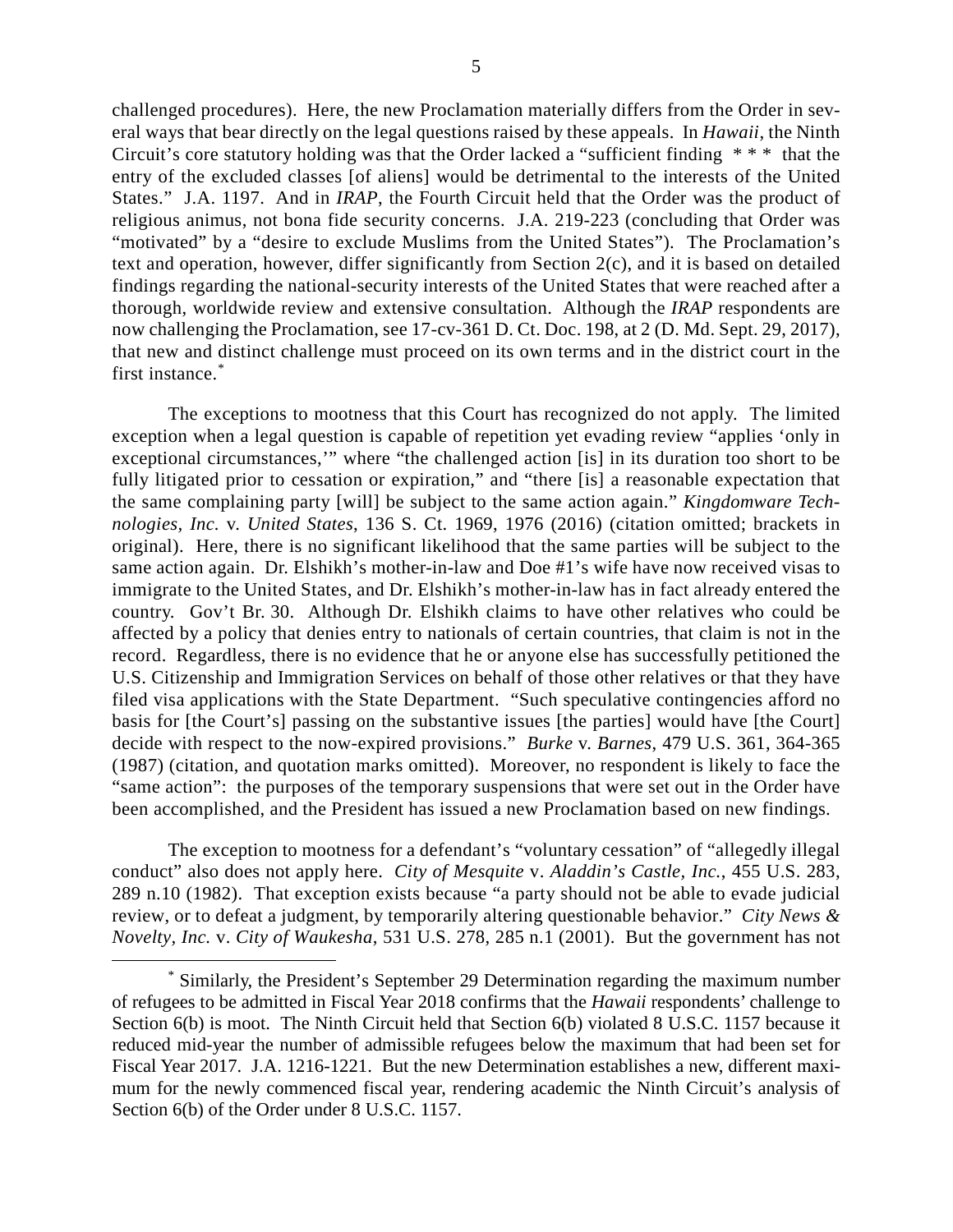challenged procedures). Here, the new Proclamation materially differs from the Order in several ways that bear directly on the legal questions raised by these appeals. In *Hawaii*, the Ninth Circuit's core statutory holding was that the Order lacked a "sufficient finding * * * that the entry of the excluded classes [of aliens] would be detrimental to the interests of the United States." J.A. 1197. And in *IRAP*, the Fourth Circuit held that the Order was the product of religious animus, not bona fide security concerns. J.A. 219-223 (concluding that Order was "motivated" by a "desire to exclude Muslims from the United States"). The Proclamation's text and operation, however, differ significantly from Section 2(c), and it is based on detailed findings regarding the national-security interests of the United States that were reached after a thorough, worldwide review and extensive consultation. Although the *IRAP* respondents are now challenging the Proclamation, see 17-cv-361 D. Ct. Doc. 198, at 2 (D. Md. Sept. 29, 2017), that new and distinct challenge must proceed on its own terms and in the district court in the first instance.*

The exceptions to mootness that this Court has recognized do not apply. The limited exception when a legal question is capable of repetition yet evading review "applies 'only in exceptional circumstances,'" where "the challenged action [is] in its duration too short to be fully litigated prior to cessation or expiration," and "there [is] a reasonable expectation that the same complaining party [will] be subject to the same action again." *Kingdomware Technologies, Inc.* v. *United States*, 136 S. Ct. 1969, 1976 (2016) (citation omitted; brackets in original). Here, there is no significant likelihood that the same parties will be subject to the same action again. Dr. Elshikh's mother-in-law and Doe #1's wife have now received visas to immigrate to the United States, and Dr. Elshikh's mother-in-law has in fact already entered the country. Gov't Br. 30. Although Dr. Elshikh claims to have other relatives who could be affected by a policy that denies entry to nationals of certain countries, that claim is not in the record. Regardless, there is no evidence that he or anyone else has successfully petitioned the U.S. Citizenship and Immigration Services on behalf of those other relatives or that they have filed visa applications with the State Department. "Such speculative contingencies afford no basis for [the Court's] passing on the substantive issues [the parties] would have [the Court] decide with respect to the now-expired provisions." *Burke* v. *Barnes*, 479 U.S. 361, 364-365 (1987) (citation, and quotation marks omitted). Moreover, no respondent is likely to face the "same action": the purposes of the temporary suspensions that were set out in the Order have been accomplished, and the President has issued a new Proclamation based on new findings.

The exception to mootness for a defendant's "voluntary cessation" of "allegedly illegal conduct" also does not apply here. *City of Mesquite* v. *Aladdin's Castle, Inc.*, 455 U.S. 283, 289 n.10 (1982). That exception exists because "a party should not be able to evade judicial review, or to defeat a judgment, by temporarily altering questionable behavior." *City News & Novelty, Inc.* v. *City of Waukesha*, 531 U.S. 278, 285 n.1 (2001). But the government has not

---

\* Similarly, the President's September 29 Determination regarding the maximum number of refugees to be admitted in Fiscal Year 2018 confirms that the *Hawaii* respondents' challenge to Section 6(b) is moot. The Ninth Circuit held that Section 6(b) violated 8 U.S.C. 1157 because it reduced mid-year the number of admissible refugees below the maximum that had been set for Fiscal Year 2017. J.A. 1216-1221. But the new Determination establishes a new, different maximum for the newly commenced fiscal year, rendering academic the Ninth Circuit's analysis of Section 6(b) of the Order under 8 U.S.C. 1157.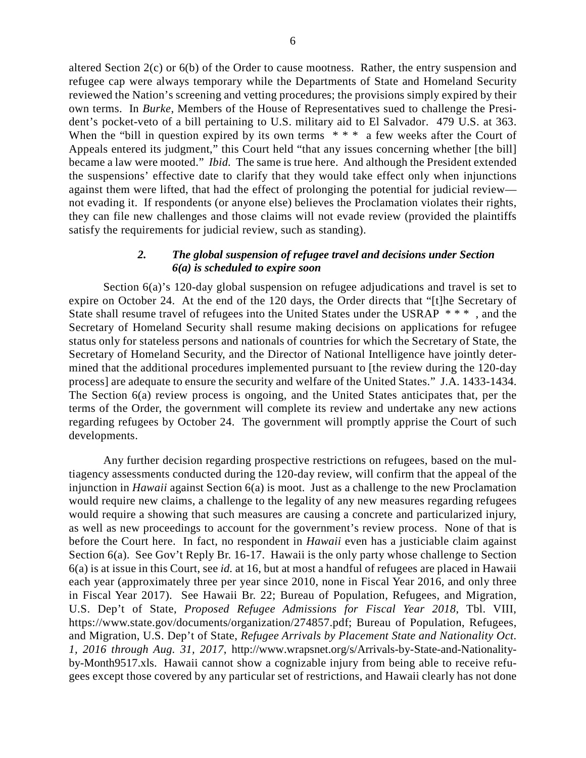altered Section 2(c) or 6(b) of the Order to cause mootness. Rather, the entry suspension and refugee cap were always temporary while the Departments of State and Homeland Security reviewed the Nation's screening and vetting procedures; the provisions simply expired by their own terms. In *Burke*, Members of the House of Representatives sued to challenge the President's pocket-veto of a bill pertaining to U.S. military aid to El Salvador. 479 U.S. at 363. When the "bill in question expired by its own terms * * * a few weeks after the Court of Appeals entered its judgment," this Court held "that any issues concerning whether [the bill] became a law were mooted." *Ibid.* The same is true here. And although the President extended the suspensions' effective date to clarify that they would take effect only when injunctions against them were lifted, that had the effect of prolonging the potential for judicial review—not evading it. If respondents (or anyone else) believes the Proclamation violates their rights, they can file new challenges and those claims will not evade review (provided the plaintiffs satisfy the requirements for judicial review, such as standing).

#### *2. The global suspension of refugee travel and decisions under Section 6(a) is scheduled to expire soon*

Section 6(a)'s 120-day global suspension on refugee adjudications and travel is set to expire on October 24. At the end of the 120 days, the Order directs that "[t]he Secretary of State shall resume travel of refugees into the United States under the USRAP * * * , and the Secretary of Homeland Security shall resume making decisions on applications for refugee status only for stateless persons and nationals of countries for which the Secretary of State, the Secretary of Homeland Security, and the Director of National Intelligence have jointly determined that the additional procedures implemented pursuant to [the review during the 120-day process] are adequate to ensure the security and welfare of the United States." J.A. 1433-1434. The Section 6(a) review process is ongoing, and the United States anticipates that, per the terms of the Order, the government will complete its review and undertake any new actions regarding refugees by October 24. The government will promptly apprise the Court of such developments.

Any further decision regarding prospective restrictions on refugees, based on the multiagency assessments conducted during the 120-day review, will confirm that the appeal of the injunction in *Hawaii* against Section 6(a) is moot. Just as a challenge to the new Proclamation would require new claims, a challenge to the legality of any new measures regarding refugees would require a showing that such measures are causing a concrete and particularized injury, as well as new proceedings to account for the government's review process. None of that is before the Court here. In fact, no respondent in *Hawaii* even has a justiciable claim against Section 6(a). See Gov't Reply Br. 16-17. Hawaii is the only party whose challenge to Section 6(a) is at issue in this Court, see *id.* at 16, but at most a handful of refugees are placed in Hawaii each year (approximately three per year since 2010, none in Fiscal Year 2016, and only three in Fiscal Year 2017). See Hawaii Br. 22; Bureau of Population, Refugees, and Migration, U.S. Dep't of State, *Proposed Refugee Admissions for Fiscal Year 2018*, Tbl. VIII, https://www.state.gov/documents/organization/274857.pdf; Bureau of Population, Refugees, and Migration, U.S. Dep't of State, *Refugee Arrivals by Placement State and Nationality Oct. 1, 2016 through Aug. 31, 2017*, http://www.wrapsnet.org/s/Arrivals-by-State-and-Nationality-by-Month9517.xls. Hawaii cannot show a cognizable injury from being able to receive refugees except those covered by any particular set of restrictions, and Hawaii clearly has not done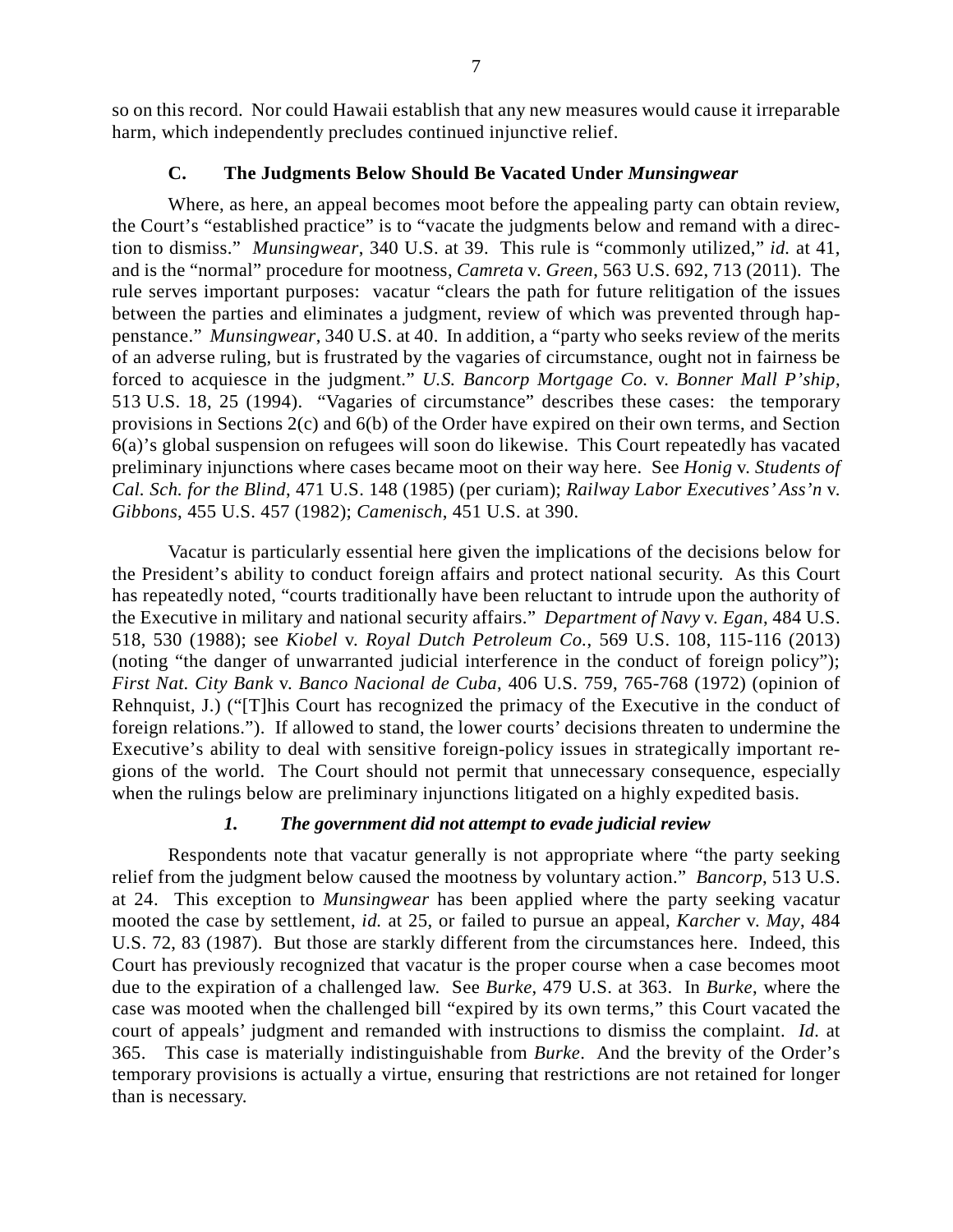so on this record. Nor could Hawaii establish that any new measures would cause it irreparable harm, which independently precludes continued injunctive relief.

### C. The Judgments Below Should Be Vacated Under *Munsingwear*

Where, as here, an appeal becomes moot before the appealing party can obtain review, the Court's "established practice" is to "vacate the judgments below and remand with a direction to dismiss." *Munsingwear*, 340 U.S. at 39. This rule is "commonly utilized," *id.* at 41, and is the "normal" procedure for mootness, *Camreta* v. *Green*, 563 U.S. 692, 713 (2011). The rule serves important purposes: vacatur "clears the path for future relitigation of the issues between the parties and eliminates a judgment, review of which was prevented through happenstance." *Munsingwear*, 340 U.S. at 40. In addition, a "party who seeks review of the merits of an adverse ruling, but is frustrated by the vagaries of circumstance, ought not in fairness be forced to acquiesce in the judgment." *U.S. Bancorp Mortgage Co.* v. *Bonner Mall P'ship*, 513 U.S. 18, 25 (1994). "Vagaries of circumstance" describes these cases: the temporary provisions in Sections 2(c) and 6(b) of the Order have expired on their own terms, and Section 6(a)'s global suspension on refugees will soon do likewise. This Court repeatedly has vacated preliminary injunctions where cases became moot on their way here. See *Honig* v. *Students of Cal. Sch. for the Blind*, 471 U.S. 148 (1985) (per curiam); *Railway Labor Executives' Ass'n* v. *Gibbons*, 455 U.S. 457 (1982); *Camenisch*, 451 U.S. at 390.

Vacatur is particularly essential here given the implications of the decisions below for the President's ability to conduct foreign affairs and protect national security. As this Court has repeatedly noted, "courts traditionally have been reluctant to intrude upon the authority of the Executive in military and national security affairs." *Department of Navy* v. *Egan*, 484 U.S. 518, 530 (1988); see *Kiobel* v. *Royal Dutch Petroleum Co.*, 569 U.S. 108, 115-116 (2013) (noting "the danger of unwarranted judicial interference in the conduct of foreign policy"); *First Nat. City Bank* v. *Banco Nacional de Cuba*, 406 U.S. 759, 765-768 (1972) (opinion of Rehnquist, J.) ("[T]his Court has recognized the primacy of the Executive in the conduct of foreign relations."). If allowed to stand, the lower courts' decisions threaten to undermine the Executive's ability to deal with sensitive foreign-policy issues in strategically important regions of the world. The Court should not permit that unnecessary consequence, especially when the rulings below are preliminary injunctions litigated on a highly expedited basis.

#### *1. The government did not attempt to evade judicial review*

Respondents note that vacatur generally is not appropriate where "the party seeking relief from the judgment below caused the mootness by voluntary action." *Bancorp*, 513 U.S. at 24. This exception to *Munsingwear* has been applied where the party seeking vacatur mooted the case by settlement, *id.* at 25, or failed to pursue an appeal, *Karcher* v. *May*, 484 U.S. 72, 83 (1987). But those are starkly different from the circumstances here. Indeed, this Court has previously recognized that vacatur is the proper course when a case becomes moot due to the expiration of a challenged law. See *Burke*, 479 U.S. at 363. In *Burke*, where the case was mooted when the challenged bill "expired by its own terms," this Court vacated the court of appeals' judgment and remanded with instructions to dismiss the complaint. *Id.* at 365. This case is materially indistinguishable from *Burke*. And the brevity of the Order's temporary provisions is actually a virtue, ensuring that restrictions are not retained for longer than is necessary.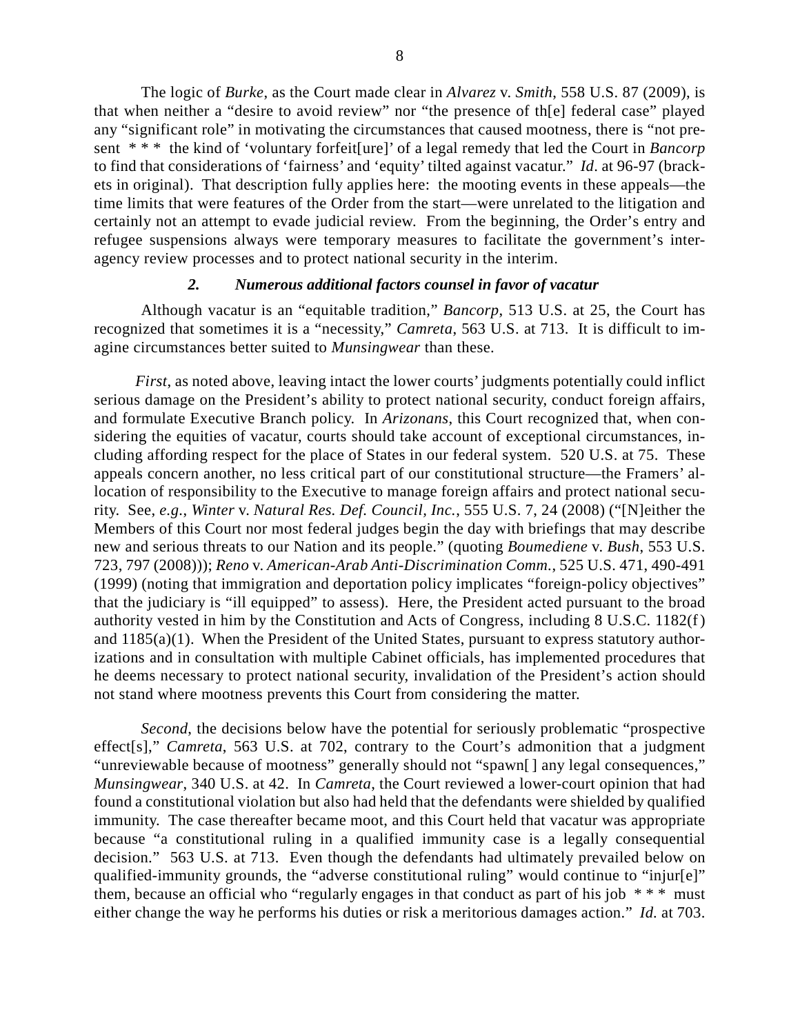The logic of *Burke*, as the Court made clear in *Alvarez* v. *Smith*, 558 U.S. 87 (2009), is that when neither a "desire to avoid review" nor "the presence of th[e] federal case" played any "significant role" in motivating the circumstances that caused mootness, there is "not present * * * the kind of 'voluntary forfeit[ure]' of a legal remedy that led the Court in *Bancorp* to find that considerations of 'fairness' and 'equity' tilted against vacatur." *Id*. at 96-97 (brackets in original). That description fully applies here: the mooting events in these appeals—the time limits that were features of the Order from the start—were unrelated to the litigation and certainly not an attempt to evade judicial review. From the beginning, the Order's entry and refugee suspensions always were temporary measures to facilitate the government's interagency review processes and to protect national security in the interim.

### *2. Numerous additional factors counsel in favor of vacatur*

Although vacatur is an "equitable tradition," *Bancorp*, 513 U.S. at 25, the Court has recognized that sometimes it is a "necessity," *Camreta*, 563 U.S. at 713. It is difficult to imagine circumstances better suited to *Munsingwear* than these.

*First*, as noted above, leaving intact the lower courts' judgments potentially could inflict serious damage on the President's ability to protect national security, conduct foreign affairs, and formulate Executive Branch policy. In *Arizonans*, this Court recognized that, when considering the equities of vacatur, courts should take account of exceptional circumstances, including affording respect for the place of States in our federal system. 520 U.S. at 75. These appeals concern another, no less critical part of our constitutional structure—the Framers' allocation of responsibility to the Executive to manage foreign affairs and protect national security. See, *e.g.*, *Winter* v. *Natural Res. Def. Council, Inc.*, 555 U.S. 7, 24 (2008) ("[N]either the Members of this Court nor most federal judges begin the day with briefings that may describe new and serious threats to our Nation and its people." (quoting *Boumediene* v. *Bush*, 553 U.S. 723, 797 (2008))); *Reno* v. *American-Arab Anti-Discrimination Comm.*, 525 U.S. 471, 490-491 (1999) (noting that immigration and deportation policy implicates "foreign-policy objectives" that the judiciary is "ill equipped" to assess). Here, the President acted pursuant to the broad authority vested in him by the Constitution and Acts of Congress, including 8 U.S.C. 1182(f) and 1185(a)(1). When the President of the United States, pursuant to express statutory authorizations and in consultation with multiple Cabinet officials, has implemented procedures that he deems necessary to protect national security, invalidation of the President's action should not stand where mootness prevents this Court from considering the matter.

*Second*, the decisions below have the potential for seriously problematic "prospective effect[s]," *Camreta*, 563 U.S. at 702, contrary to the Court's admonition that a judgment "unreviewable because of mootness" generally should not "spawn[ ] any legal consequences," *Munsingwear*, 340 U.S. at 42. In *Camreta*, the Court reviewed a lower-court opinion that had found a constitutional violation but also had held that the defendants were shielded by qualified immunity. The case thereafter became moot, and this Court held that vacatur was appropriate because "a constitutional ruling in a qualified immunity case is a legally consequential decision." 563 U.S. at 713. Even though the defendants had ultimately prevailed below on qualified-immunity grounds, the "adverse constitutional ruling" would continue to "injur[e]" them, because an official who "regularly engages in that conduct as part of his job * * * must either change the way he performs his duties or risk a meritorious damages action." *Id.* at 703.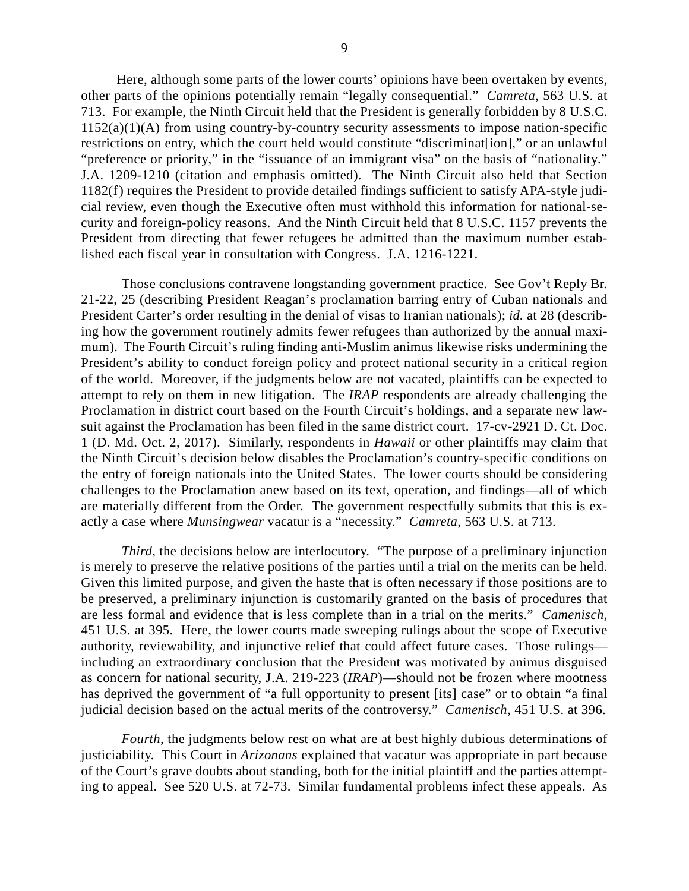Here, although some parts of the lower courts' opinions have been overtaken by events, other parts of the opinions potentially remain "legally consequential." *Camreta*, 563 U.S. at 713. For example, the Ninth Circuit held that the President is generally forbidden by 8 U.S.C. 1152(a)(1)(A) from using country-by-country security assessments to impose nation-specific restrictions on entry, which the court held would constitute "discriminat[ion]," or an unlawful "preference or priority," in the "issuance of an immigrant visa" on the basis of "nationality." J.A. 1209-1210 (citation and emphasis omitted). The Ninth Circuit also held that Section 1182(f) requires the President to provide detailed findings sufficient to satisfy APA-style judicial review, even though the Executive often must withhold this information for national-security and foreign-policy reasons. And the Ninth Circuit held that 8 U.S.C. 1157 prevents the President from directing that fewer refugees be admitted than the maximum number established each fiscal year in consultation with Congress. J.A. 1216-1221.

Those conclusions contravene longstanding government practice. See Gov't Reply Br. 21-22, 25 (describing President Reagan's proclamation barring entry of Cuban nationals and President Carter's order resulting in the denial of visas to Iranian nationals); *id.* at 28 (describing how the government routinely admits fewer refugees than authorized by the annual maximum). The Fourth Circuit's ruling finding anti-Muslim animus likewise risks undermining the President's ability to conduct foreign policy and protect national security in a critical region of the world. Moreover, if the judgments below are not vacated, plaintiffs can be expected to attempt to rely on them in new litigation. The *IRAP* respondents are already challenging the Proclamation in district court based on the Fourth Circuit's holdings, and a separate new lawsuit against the Proclamation has been filed in the same district court. 17-cv-2921 D. Ct. Doc. 1 (D. Md. Oct. 2, 2017). Similarly, respondents in *Hawaii* or other plaintiffs may claim that the Ninth Circuit's decision below disables the Proclamation's country-specific conditions on the entry of foreign nationals into the United States. The lower courts should be considering challenges to the Proclamation anew based on its text, operation, and findings—all of which are materially different from the Order. The government respectfully submits that this is exactly a case where *Munsingwear* vacatur is a "necessity." *Camreta*, 563 U.S. at 713.

*Third*, the decisions below are interlocutory. "The purpose of a preliminary injunction is merely to preserve the relative positions of the parties until a trial on the merits can be held. Given this limited purpose, and given the haste that is often necessary if those positions are to be preserved, a preliminary injunction is customarily granted on the basis of procedures that are less formal and evidence that is less complete than in a trial on the merits." *Camenisch*, 451 U.S. at 395. Here, the lower courts made sweeping rulings about the scope of Executive authority, reviewability, and injunctive relief that could affect future cases. Those rulings—including an extraordinary conclusion that the President was motivated by animus disguised as concern for national security, J.A. 219-223 (*IRAP*)—should not be frozen where mootness has deprived the government of "a full opportunity to present [its] case" or to obtain "a final judicial decision based on the actual merits of the controversy." *Camenisch*, 451 U.S. at 396.

*Fourth*, the judgments below rest on what are at best highly dubious determinations of justiciability. This Court in *Arizonans* explained that vacatur was appropriate in part because of the Court's grave doubts about standing, both for the initial plaintiff and the parties attempting to appeal. See 520 U.S. at 72-73. Similar fundamental problems infect these appeals. As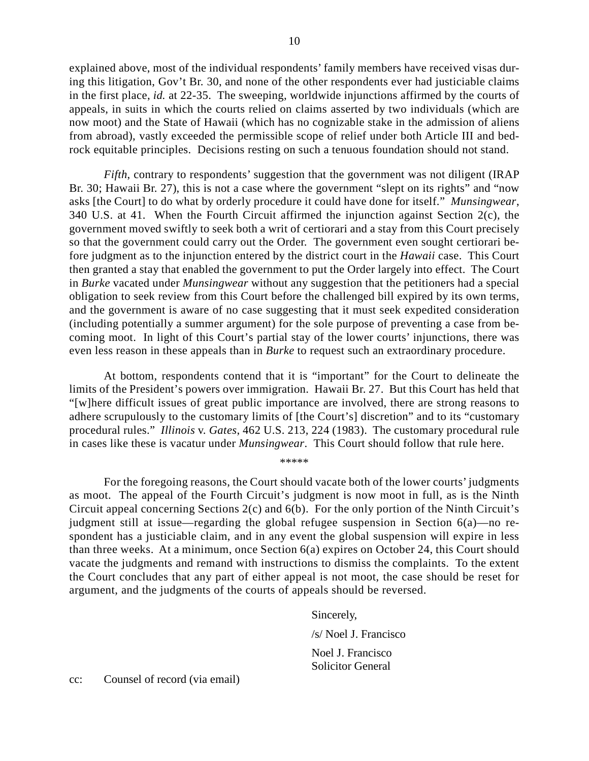explained above, most of the individual respondents' family members have received visas during this litigation, Gov't Br. 30, and none of the other respondents ever had justiciable claims in the first place, *id.* at 22-35. The sweeping, worldwide injunctions affirmed by the courts of appeals, in suits in which the courts relied on claims asserted by two individuals (which are now moot) and the State of Hawaii (which has no cognizable stake in the admission of aliens from abroad), vastly exceeded the permissible scope of relief under both Article III and bedrock equitable principles. Decisions resting on such a tenuous foundation should not stand.

*Fifth*, contrary to respondents' suggestion that the government was not diligent (IRAP Br. 30; Hawaii Br. 27), this is not a case where the government "slept on its rights" and "now asks [the Court] to do what by orderly procedure it could have done for itself." *Munsingwear*, 340 U.S. at 41. When the Fourth Circuit affirmed the injunction against Section 2(c), the government moved swiftly to seek both a writ of certiorari and a stay from this Court precisely so that the government could carry out the Order. The government even sought certiorari before judgment as to the injunction entered by the district court in the *Hawaii* case. This Court then granted a stay that enabled the government to put the Order largely into effect. The Court in *Burke* vacated under *Munsingwear* without any suggestion that the petitioners had a special obligation to seek review from this Court before the challenged bill expired by its own terms, and the government is aware of no case suggesting that it must seek expedited consideration (including potentially a summer argument) for the sole purpose of preventing a case from becoming moot. In light of this Court's partial stay of the lower courts' injunctions, there was even less reason in these appeals than in *Burke* to request such an extraordinary procedure.

At bottom, respondents contend that it is "important" for the Court to delineate the limits of the President's powers over immigration. Hawaii Br. 27. But this Court has held that "[w]here difficult issues of great public importance are involved, there are strong reasons to adhere scrupulously to the customary limits of [the Court's] discretion" and to its "customary procedural rules." *Illinois* v. *Gates*, 462 U.S. 213, 224 (1983). The customary procedural rule in cases like these is vacatur under *Munsingwear*. This Court should follow that rule here.

*****

For the foregoing reasons, the Court should vacate both of the lower courts' judgments as moot. The appeal of the Fourth Circuit's judgment is now moot in full, as is the Ninth Circuit appeal concerning Sections 2(c) and 6(b). For the only portion of the Ninth Circuit's judgment still at issue—regarding the global refugee suspension in Section 6(a)—no respondent has a justiciable claim, and in any event the global suspension will expire in less than three weeks. At a minimum, once Section 6(a) expires on October 24, this Court should vacate the judgments and remand with instructions to dismiss the complaints. To the extent the Court concludes that any part of either appeal is not moot, the case should be reset for argument, and the judgments of the courts of appeals should be reversed.

Sincerely,

/s/ Noel J. Francisco

Noel J. Francisco
Solicitor General

cc: Counsel of record (via email)